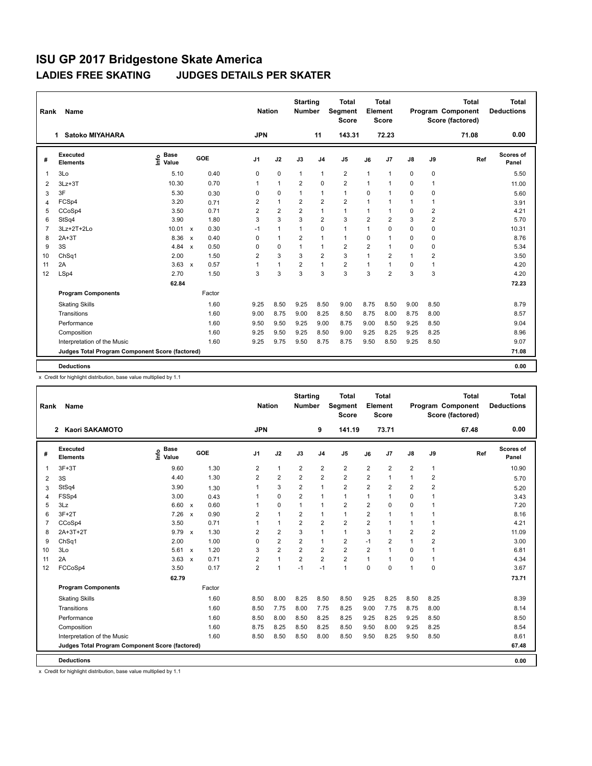# ISU GP 2017 Bridgestone Skate America

## LADIES FREE SKATING    JUDGES DETAILS PER SKATER

| Rank | Name | Nation | Starting Number | Total Segment Score | Total Element Score | Total Program Component Score (factored) | Total Deductions |
|---|---|---|---|---|---|---|---|
| 1 | Satoko MIYAHARA | JPN | 11 | 143.31 | 72.23 | 71.08 | 0.00 |

| # | Executed Elements | Info | Base Value | | GOE | J1 | J2 | J3 | J4 | J5 | J6 | J7 | J8 | J9 | Ref | Scores of Panel |
|---|---|---|---|---|---|---|---|---|---|---|---|---|---|---|---|---|
| 1 | 3Lo | | 5.10 | | 0.40 | 0 | 0 | 1 | 1 | 2 | 1 | 1 | 0 | 0 | | 5.50 |
| 2 | 3Lz+3T | | 10.30 | | 0.70 | 1 | 1 | 2 | 0 | 2 | 1 | 1 | 0 | 1 | | 11.00 |
| 3 | 3F | | 5.30 | | 0.30 | 0 | 0 | 1 | 1 | 1 | 0 | 1 | 0 | 0 | | 5.60 |
| 4 | FCSp4 | | 3.20 | | 0.71 | 2 | 1 | 2 | 2 | 2 | 1 | 1 | 1 | 1 | | 3.91 |
| 5 | CCoSp4 | | 3.50 | | 0.71 | 2 | 2 | 2 | 1 | 1 | 1 | 1 | 0 | 2 | | 4.21 |
| 6 | StSq4 | | 3.90 | | 1.80 | 3 | 3 | 3 | 2 | 3 | 2 | 2 | 3 | 2 | | 5.70 |
| 7 | 3Lz+2T+2Lo | | 10.01 | x | 0.30 | -1 | 1 | 1 | 0 | 1 | 1 | 0 | 0 | 0 | | 10.31 |
| 8 | 2A+3T | | 8.36 | x | 0.40 | 0 | 1 | 2 | 1 | 1 | 0 | 1 | 0 | 0 | | 8.76 |
| 9 | 3S | | 4.84 | x | 0.50 | 0 | 0 | 1 | 1 | 2 | 2 | 1 | 0 | 0 | | 5.34 |
| 10 | ChSq1 | | 2.00 | | 1.50 | 2 | 3 | 3 | 2 | 3 | 1 | 2 | 1 | 2 | | 3.50 |
| 11 | 2A | | 3.63 | x | 0.57 | 1 | 1 | 2 | 1 | 2 | 1 | 1 | 0 | 1 | | 4.20 |
| 12 | LSp4 | | 2.70 | | 1.50 | 3 | 3 | 3 | 3 | 3 | 3 | 2 | 3 | 3 | | 4.20 |
| | | | 62.84 | | | | | | | | | | | | | 72.23 |
| | **Program Components** | | | | Factor | | | | | | | | | | | |
| | Skating Skills | | | | 1.60 | 9.25 | 8.50 | 9.25 | 8.50 | 9.00 | 8.75 | 8.50 | 9.00 | 8.50 | | 8.79 |
| | Transitions | | | | 1.60 | 9.00 | 8.75 | 9.00 | 8.25 | 8.50 | 8.75 | 8.00 | 8.75 | 8.00 | | 8.57 |
| | Performance | | | | 1.60 | 9.50 | 9.50 | 9.25 | 9.00 | 8.75 | 9.00 | 8.50 | 9.25 | 8.50 | | 9.04 |
| | Composition | | | | 1.60 | 9.25 | 9.50 | 9.25 | 8.50 | 9.00 | 9.25 | 8.25 | 9.25 | 8.25 | | 8.96 |
| | Interpretation of the Music | | | | 1.60 | 9.25 | 9.75 | 9.50 | 8.75 | 8.75 | 9.50 | 8.50 | 9.25 | 8.50 | | 9.07 |
| | **Judges Total Program Component Score (factored)** | | | | | | | | | | | | | | | 71.08 |
| | **Deductions** | | | | | | | | | | | | | | | 0.00 |

x Credit for highlight distribution, base value multiplied by 1.1

| Rank | Name | Nation | Starting Number | Total Segment Score | Total Element Score | Total Program Component Score (factored) | Total Deductions |
|---|---|---|---|---|---|---|---|
| 2 | Kaori SAKAMOTO | JPN | 9 | 141.19 | 73.71 | 67.48 | 0.00 |

| # | Executed Elements | Info | Base Value | | GOE | J1 | J2 | J3 | J4 | J5 | J6 | J7 | J8 | J9 | Ref | Scores of Panel |
|---|---|---|---|---|---|---|---|---|---|---|---|---|---|---|---|---|
| 1 | 3F+3T | | 9.60 | | 1.30 | 2 | 1 | 2 | 2 | 2 | 2 | 2 | 2 | 1 | | 10.90 |
| 2 | 3S | | 4.40 | | 1.30 | 2 | 2 | 2 | 2 | 2 | 2 | 1 | 1 | 2 | | 5.70 |
| 3 | StSq4 | | 3.90 | | 1.30 | 1 | 3 | 2 | 1 | 2 | 2 | 2 | 2 | 2 | | 5.20 |
| 4 | FSSp4 | | 3.00 | | 0.43 | 1 | 0 | 2 | 1 | 1 | 1 | 1 | 0 | 1 | | 3.43 |
| 5 | 3Lz | | 6.60 | x | 0.60 | 1 | 0 | 1 | 1 | 2 | 2 | 0 | 0 | 1 | | 7.20 |
| 6 | 3F+2T | | 7.26 | x | 0.90 | 2 | 1 | 2 | 1 | 1 | 2 | 1 | 1 | 1 | | 8.16 |
| 7 | CCoSp4 | | 3.50 | | 0.71 | 1 | 1 | 2 | 2 | 2 | 2 | 1 | 1 | 1 | | 4.21 |
| 8 | 2A+3T+2T | | 9.79 | x | 1.30 | 2 | 2 | 3 | 1 | 1 | 3 | 1 | 2 | 2 | | 11.09 |
| 9 | ChSq1 | | 2.00 | | 1.00 | 0 | 2 | 2 | 1 | 2 | -1 | 2 | 1 | 2 | | 3.00 |
| 10 | 3Lo | | 5.61 | x | 1.20 | 3 | 2 | 2 | 2 | 2 | 2 | 1 | 0 | 1 | | 6.81 |
| 11 | 2A | | 3.63 | x | 0.71 | 2 | 1 | 2 | 2 | 2 | 1 | 1 | 0 | 1 | | 4.34 |
| 12 | FCCoSp4 | | 3.50 | | 0.17 | 2 | 1 | -1 | -1 | 1 | 0 | 0 | 1 | 0 | | 3.67 |
| | | | 62.79 | | | | | | | | | | | | | 73.71 |
| | **Program Components** | | | | Factor | | | | | | | | | | | |
| | Skating Skills | | | | 1.60 | 8.50 | 8.00 | 8.25 | 8.50 | 8.50 | 9.25 | 8.25 | 8.50 | 8.25 | | 8.39 |
| | Transitions | | | | 1.60 | 8.50 | 7.75 | 8.00 | 7.75 | 8.25 | 9.00 | 7.75 | 8.75 | 8.00 | | 8.14 |
| | Performance | | | | 1.60 | 8.50 | 8.00 | 8.50 | 8.25 | 8.25 | 9.25 | 8.25 | 9.25 | 8.50 | | 8.50 |
| | Composition | | | | 1.60 | 8.75 | 8.25 | 8.50 | 8.25 | 8.50 | 9.50 | 8.00 | 9.25 | 8.25 | | 8.54 |
| | Interpretation of the Music | | | | 1.60 | 8.50 | 8.50 | 8.50 | 8.00 | 8.50 | 9.50 | 8.25 | 9.50 | 8.50 | | 8.61 |
| | **Judges Total Program Component Score (factored)** | | | | | | | | | | | | | | | 67.48 |
| | **Deductions** | | | | | | | | | | | | | | | 0.00 |

x Credit for highlight distribution, base value multiplied by 1.1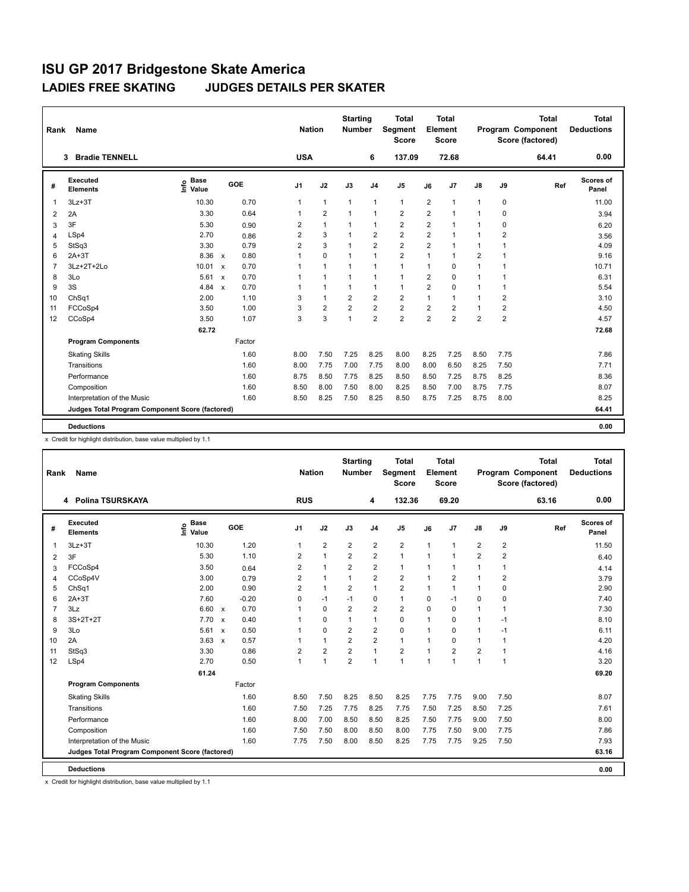# ISU GP 2017 Bridgestone Skate America

## LADIES FREE SKATING JUDGES DETAILS PER SKATER

| Rank | Name | Nation | Starting Number | Total Segment Score | Total Element Score | Total Program Component Score (factored) | Total Deductions |
|---|---|---|---|---|---|---|---|
| 3 | Bradie TENNELL | USA | 6 | 137.09 | 72.68 | 64.41 | 0.00 |

| # | Executed Elements | Info | Base Value | | GOE | J1 | J2 | J3 | J4 | J5 | J6 | J7 | J8 | J9 | Ref | Scores of Panel |
|---|---|---|---|---|---|---|---|---|---|---|---|---|---|---|---|---|
| 1 | 3Lz+3T | | 10.30 | | 0.70 | 1 | 1 | 1 | 1 | 1 | 2 | 1 | 1 | 0 | | 11.00 |
| 2 | 2A | | 3.30 | | 0.64 | 1 | 2 | 1 | 1 | 2 | 2 | 1 | 1 | 0 | | 3.94 |
| 3 | 3F | | 5.30 | | 0.90 | 2 | 1 | 1 | 1 | 2 | 2 | 1 | 1 | 0 | | 6.20 |
| 4 | LSp4 | | 2.70 | | 0.86 | 2 | 3 | 1 | 2 | 2 | 2 | 1 | 1 | 2 | | 3.56 |
| 5 | StSq3 | | 3.30 | | 0.79 | 2 | 3 | 1 | 2 | 2 | 2 | 1 | 1 | 1 | | 4.09 |
| 6 | 2A+3T | | 8.36 | x | 0.80 | 1 | 0 | 1 | 1 | 2 | 1 | 1 | 2 | 1 | | 9.16 |
| 7 | 3Lz+2T+2Lo | | 10.01 | x | 0.70 | 1 | 1 | 1 | 1 | 1 | 1 | 0 | 1 | 1 | | 10.71 |
| 8 | 3Lo | | 5.61 | x | 0.70 | 1 | 1 | 1 | 1 | 1 | 2 | 0 | 1 | 1 | | 6.31 |
| 9 | 3S | | 4.84 | x | 0.70 | 1 | 1 | 1 | 1 | 1 | 2 | 0 | 1 | 1 | | 5.54 |
| 10 | ChSq1 | | 2.00 | | 1.10 | 3 | 1 | 2 | 2 | 2 | 1 | 1 | 1 | 2 | | 3.10 |
| 11 | FCCoSp4 | | 3.50 | | 1.00 | 3 | 2 | 2 | 2 | 2 | 2 | 2 | 1 | 2 | | 4.50 |
| 12 | CCoSp4 | | 3.50 | | 1.07 | 3 | 3 | 1 | 2 | 2 | 2 | 2 | 2 | 2 | | 4.57 |
| | | | 62.72 | | | | | | | | | | | | | 72.68 |

| Program Components | Factor | J1 | J2 | J3 | J4 | J5 | J6 | J7 | J8 | J9 | Scores of Panel |
|---|---|---|---|---|---|---|---|---|---|---|---|
| Skating Skills | 1.60 | 8.00 | 7.50 | 7.25 | 8.25 | 8.00 | 8.25 | 7.25 | 8.50 | 7.75 | 7.86 |
| Transitions | 1.60 | 8.00 | 7.75 | 7.00 | 7.75 | 8.00 | 8.00 | 6.50 | 8.25 | 7.50 | 7.71 |
| Performance | 1.60 | 8.75 | 8.50 | 7.75 | 8.25 | 8.50 | 8.50 | 7.25 | 8.75 | 8.25 | 8.36 |
| Composition | 1.60 | 8.50 | 8.00 | 7.50 | 8.00 | 8.25 | 8.50 | 7.00 | 8.75 | 7.75 | 8.07 |
| Interpretation of the Music | 1.60 | 8.50 | 8.25 | 7.50 | 8.25 | 8.50 | 8.75 | 7.25 | 8.75 | 8.00 | 8.25 |
| Judges Total Program Component Score (factored) | | | | | | | | | | | 64.41 |
| Deductions | | | | | | | | | | | 0.00 |

x Credit for highlight distribution, base value multiplied by 1.1

| Rank | Name | Nation | Starting Number | Total Segment Score | Total Element Score | Total Program Component Score (factored) | Total Deductions |
|---|---|---|---|---|---|---|---|
| 4 | Polina TSURSKAYA | RUS | 4 | 132.36 | 69.20 | 63.16 | 0.00 |

| # | Executed Elements | Info | Base Value | | GOE | J1 | J2 | J3 | J4 | J5 | J6 | J7 | J8 | J9 | Ref | Scores of Panel |
|---|---|---|---|---|---|---|---|---|---|---|---|---|---|---|---|---|
| 1 | 3Lz+3T | | 10.30 | | 1.20 | 1 | 2 | 2 | 2 | 2 | 1 | 1 | 2 | 2 | | 11.50 |
| 2 | 3F | | 5.30 | | 1.10 | 2 | 1 | 2 | 2 | 1 | 1 | 1 | 2 | 2 | | 6.40 |
| 3 | FCCoSp4 | | 3.50 | | 0.64 | 2 | 1 | 2 | 2 | 1 | 1 | 1 | 1 | 1 | | 4.14 |
| 4 | CCoSp4V | | 3.00 | | 0.79 | 2 | 1 | 1 | 2 | 2 | 1 | 2 | 1 | 2 | | 3.79 |
| 5 | ChSq1 | | 2.00 | | 0.90 | 2 | 1 | 2 | 1 | 2 | 1 | 1 | 1 | 0 | | 2.90 |
| 6 | 2A+3T | | 7.60 | | -0.20 | 0 | -1 | -1 | 0 | 1 | 0 | -1 | 0 | 0 | | 7.40 |
| 7 | 3Lz | | 6.60 | x | 0.70 | 1 | 0 | 2 | 2 | 2 | 0 | 0 | 1 | 1 | | 7.30 |
| 8 | 3S+2T+2T | | 7.70 | x | 0.40 | 1 | 0 | 1 | 1 | 0 | 1 | 0 | 1 | -1 | | 8.10 |
| 9 | 3Lo | | 5.61 | x | 0.50 | 1 | 0 | 2 | 2 | 0 | 1 | 0 | 1 | -1 | | 6.11 |
| 10 | 2A | | 3.63 | x | 0.57 | 1 | 1 | 2 | 2 | 1 | 1 | 0 | 1 | 1 | | 4.20 |
| 11 | StSq3 | | 3.30 | | 0.86 | 2 | 2 | 2 | 1 | 2 | 1 | 2 | 2 | 1 | | 4.16 |
| 12 | LSp4 | | 2.70 | | 0.50 | 1 | 1 | 2 | 1 | 1 | 1 | 1 | 1 | 1 | | 3.20 |
| | | | 61.24 | | | | | | | | | | | | | 69.20 |

| Program Components | Factor | J1 | J2 | J3 | J4 | J5 | J6 | J7 | J8 | J9 | Scores of Panel |
|---|---|---|---|---|---|---|---|---|---|---|---|
| Skating Skills | 1.60 | 8.50 | 7.50 | 8.25 | 8.50 | 8.25 | 7.75 | 7.75 | 9.00 | 7.50 | 8.07 |
| Transitions | 1.60 | 7.50 | 7.25 | 7.75 | 8.25 | 7.75 | 7.50 | 7.25 | 8.50 | 7.25 | 7.61 |
| Performance | 1.60 | 8.00 | 7.00 | 8.50 | 8.50 | 8.25 | 7.50 | 7.75 | 9.00 | 7.50 | 8.00 |
| Composition | 1.60 | 7.50 | 7.50 | 8.00 | 8.50 | 8.00 | 7.75 | 7.50 | 9.00 | 7.75 | 7.86 |
| Interpretation of the Music | 1.60 | 7.75 | 7.50 | 8.00 | 8.50 | 8.25 | 7.75 | 7.75 | 9.25 | 7.50 | 7.93 |
| Judges Total Program Component Score (factored) | | | | | | | | | | | 63.16 |
| Deductions | | | | | | | | | | | 0.00 |

x Credit for highlight distribution, base value multiplied by 1.1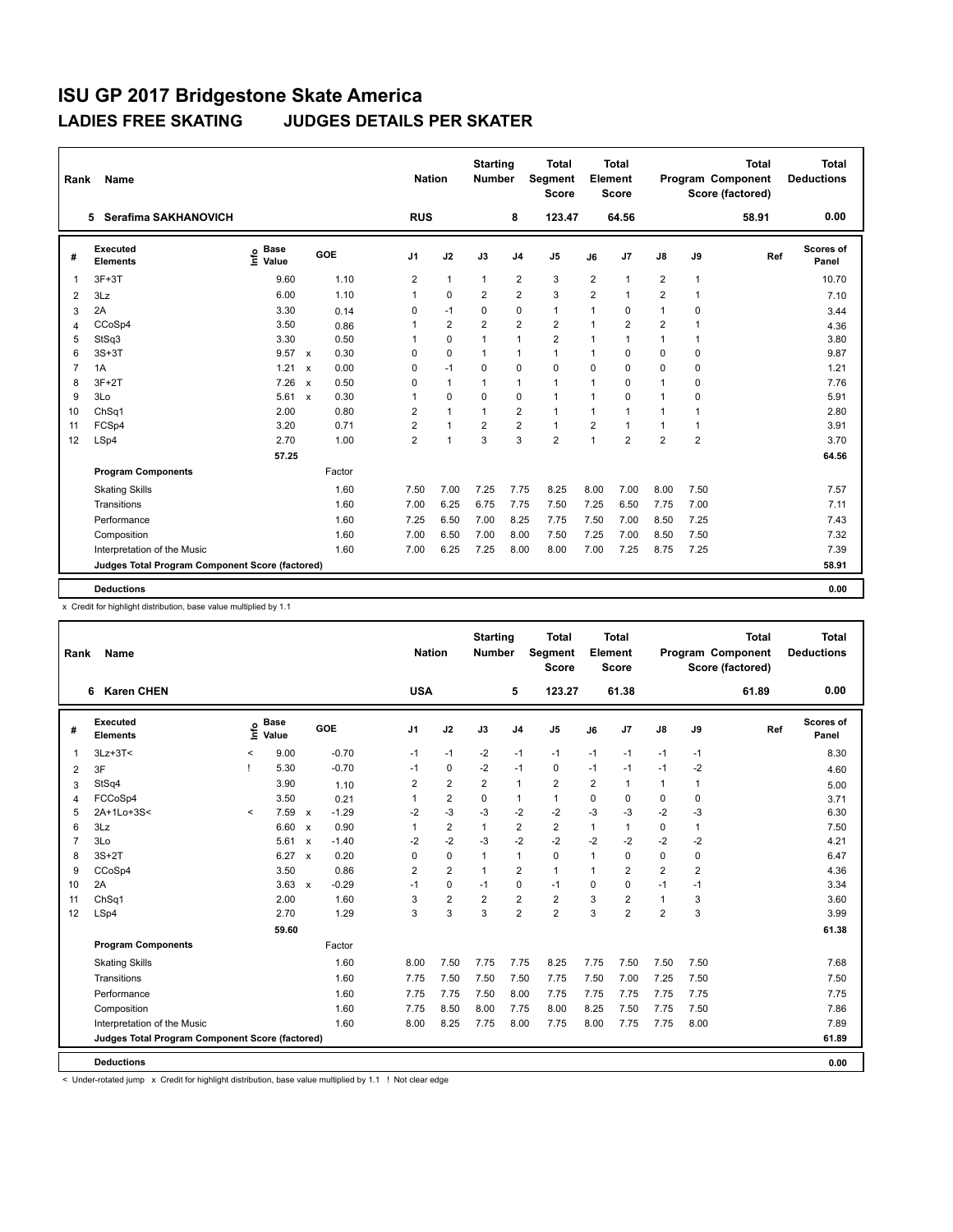# ISU GP 2017 Bridgestone Skate America

## LADIES FREE SKATING    JUDGES DETAILS PER SKATER

| Rank | Name | Nation | Starting Number | Total Segment Score | Total Element Score | Total Program Component Score (factored) | Total Deductions |
|---|---|---|---|---|---|---|---|
| 5 | Serafima SAKHANOVICH | RUS | 8 | 123.47 | 64.56 | 58.91 | 0.00 |

| # | Executed Elements | Info | Base Value | | GOE | J1 | J2 | J3 | J4 | J5 | J6 | J7 | J8 | J9 | Ref | Scores of Panel |
|---|---|---|---|---|---|---|---|---|---|---|---|---|---|---|---|---|
| 1 | 3F+3T | | 9.60 | | 1.10 | 2 | 1 | 1 | 2 | 3 | 2 | 1 | 2 | 1 | | 10.70 |
| 2 | 3Lz | | 6.00 | | 1.10 | 1 | 0 | 2 | 2 | 3 | 2 | 1 | 2 | 1 | | 7.10 |
| 3 | 2A | | 3.30 | | 0.14 | 0 | -1 | 0 | 0 | 1 | 1 | 0 | 1 | 0 | | 3.44 |
| 4 | CCoSp4 | | 3.50 | | 0.86 | 1 | 2 | 2 | 2 | 2 | 1 | 2 | 2 | 1 | | 4.36 |
| 5 | StSq3 | | 3.30 | | 0.50 | 1 | 0 | 1 | 1 | 2 | 1 | 1 | 1 | 1 | | 3.80 |
| 6 | 3S+3T | | 9.57 | x | 0.30 | 0 | 0 | 1 | 1 | 1 | 1 | 0 | 0 | 0 | | 9.87 |
| 7 | 1A | | 1.21 | x | 0.00 | 0 | -1 | 0 | 0 | 0 | 0 | 0 | 0 | 0 | | 1.21 |
| 8 | 3F+2T | | 7.26 | x | 0.50 | 0 | 1 | 1 | 1 | 1 | 1 | 0 | 1 | 0 | | 7.76 |
| 9 | 3Lo | | 5.61 | x | 0.30 | 1 | 0 | 0 | 0 | 1 | 1 | 0 | 1 | 0 | | 5.91 |
| 10 | ChSq1 | | 2.00 | | 0.80 | 2 | 1 | 1 | 2 | 1 | 1 | 1 | 1 | 1 | | 2.80 |
| 11 | FCSp4 | | 3.20 | | 0.71 | 2 | 1 | 2 | 2 | 1 | 2 | 1 | 1 | 1 | | 3.91 |
| 12 | LSp4 | | 2.70 | | 1.00 | 2 | 1 | 3 | 3 | 2 | 1 | 2 | 2 | 2 | | 3.70 |
| | | | 57.25 | | | | | | | | | | | | | 64.56 |
| | **Program Components** | | | | Factor | | | | | | | | | | | |
| | Skating Skills | | | | 1.60 | 7.50 | 7.00 | 7.25 | 7.75 | 8.25 | 8.00 | 7.00 | 8.00 | 7.50 | | 7.57 |
| | Transitions | | | | 1.60 | 7.00 | 6.25 | 6.75 | 7.75 | 7.50 | 7.25 | 6.50 | 7.75 | 7.00 | | 7.11 |
| | Performance | | | | 1.60 | 7.25 | 6.50 | 7.00 | 8.25 | 7.75 | 7.50 | 7.00 | 8.50 | 7.25 | | 7.43 |
| | Composition | | | | 1.60 | 7.00 | 6.50 | 7.00 | 8.00 | 7.50 | 7.25 | 7.00 | 8.50 | 7.50 | | 7.32 |
| | Interpretation of the Music | | | | 1.60 | 7.00 | 6.25 | 7.25 | 8.00 | 8.00 | 7.00 | 7.25 | 8.75 | 7.25 | | 7.39 |
| | **Judges Total Program Component Score (factored)** | | | | | | | | | | | | | | | 58.91 |
| | **Deductions** | | | | | | | | | | | | | | | 0.00 |

x Credit for highlight distribution, base value multiplied by 1.1

| Rank | Name | Nation | Starting Number | Total Segment Score | Total Element Score | Total Program Component Score (factored) | Total Deductions |
|---|---|---|---|---|---|---|---|
| 6 | Karen CHEN | USA | 5 | 123.27 | 61.38 | 61.89 | 0.00 |

| # | Executed Elements | Info | Base Value | | GOE | J1 | J2 | J3 | J4 | J5 | J6 | J7 | J8 | J9 | Ref | Scores of Panel |
|---|---|---|---|---|---|---|---|---|---|---|---|---|---|---|---|---|
| 1 | 3Lz+3T< | < | 9.00 | | -0.70 | -1 | -1 | -2 | -1 | -1 | -1 | -1 | -1 | -1 | | 8.30 |
| 2 | 3F | ! | 5.30 | | -0.70 | -1 | 0 | -2 | -1 | 0 | -1 | -1 | -1 | -2 | | 4.60 |
| 3 | StSq4 | | 3.90 | | 1.10 | 2 | 2 | 2 | 1 | 2 | 2 | 1 | 1 | 1 | | 5.00 |
| 4 | FCCoSp4 | | 3.50 | | 0.21 | 1 | 2 | 0 | 1 | 1 | 0 | 0 | 0 | 0 | | 3.71 |
| 5 | 2A+1Lo+3S< | < | 7.59 | x | -1.29 | -2 | -3 | -3 | -2 | -2 | -3 | -3 | -2 | -3 | | 6.30 |
| 6 | 3Lz | | 6.60 | x | 0.90 | 1 | 2 | 1 | 2 | 2 | 1 | 1 | 0 | 1 | | 7.50 |
| 7 | 3Lo | | 5.61 | x | -1.40 | -2 | -2 | -3 | -2 | -2 | -2 | -2 | -2 | -2 | | 4.21 |
| 8 | 3S+2T | | 6.27 | x | 0.20 | 0 | 0 | 1 | 1 | 0 | 1 | 0 | 0 | 0 | | 6.47 |
| 9 | CCoSp4 | | 3.50 | | 0.86 | 2 | 2 | 1 | 2 | 1 | 1 | 2 | 2 | 2 | | 4.36 |
| 10 | 2A | | 3.63 | x | -0.29 | -1 | 0 | -1 | 0 | -1 | 0 | 0 | -1 | -1 | | 3.34 |
| 11 | ChSq1 | | 2.00 | | 1.60 | 3 | 2 | 2 | 2 | 2 | 3 | 2 | 1 | 3 | | 3.60 |
| 12 | LSp4 | | 2.70 | | 1.29 | 3 | 3 | 3 | 2 | 2 | 3 | 2 | 2 | 3 | | 3.99 |
| | | | 59.60 | | | | | | | | | | | | | 61.38 |
| | **Program Components** | | | | Factor | | | | | | | | | | | |
| | Skating Skills | | | | 1.60 | 8.00 | 7.50 | 7.75 | 7.75 | 8.25 | 7.75 | 7.50 | 7.50 | 7.50 | | 7.68 |
| | Transitions | | | | 1.60 | 7.75 | 7.50 | 7.50 | 7.50 | 7.75 | 7.50 | 7.00 | 7.25 | 7.50 | | 7.50 |
| | Performance | | | | 1.60 | 7.75 | 7.75 | 7.50 | 8.00 | 7.75 | 7.75 | 7.75 | 7.75 | 7.75 | | 7.75 |
| | Composition | | | | 1.60 | 7.75 | 8.50 | 8.00 | 7.75 | 8.00 | 8.25 | 7.50 | 7.75 | 7.50 | | 7.86 |
| | Interpretation of the Music | | | | 1.60 | 8.00 | 8.25 | 7.75 | 8.00 | 7.75 | 8.00 | 7.75 | 7.75 | 8.00 | | 7.89 |
| | **Judges Total Program Component Score (factored)** | | | | | | | | | | | | | | | 61.89 |
| | **Deductions** | | | | | | | | | | | | | | | 0.00 |

< Under-rotated jump x Credit for highlight distribution, base value multiplied by 1.1 ! Not clear edge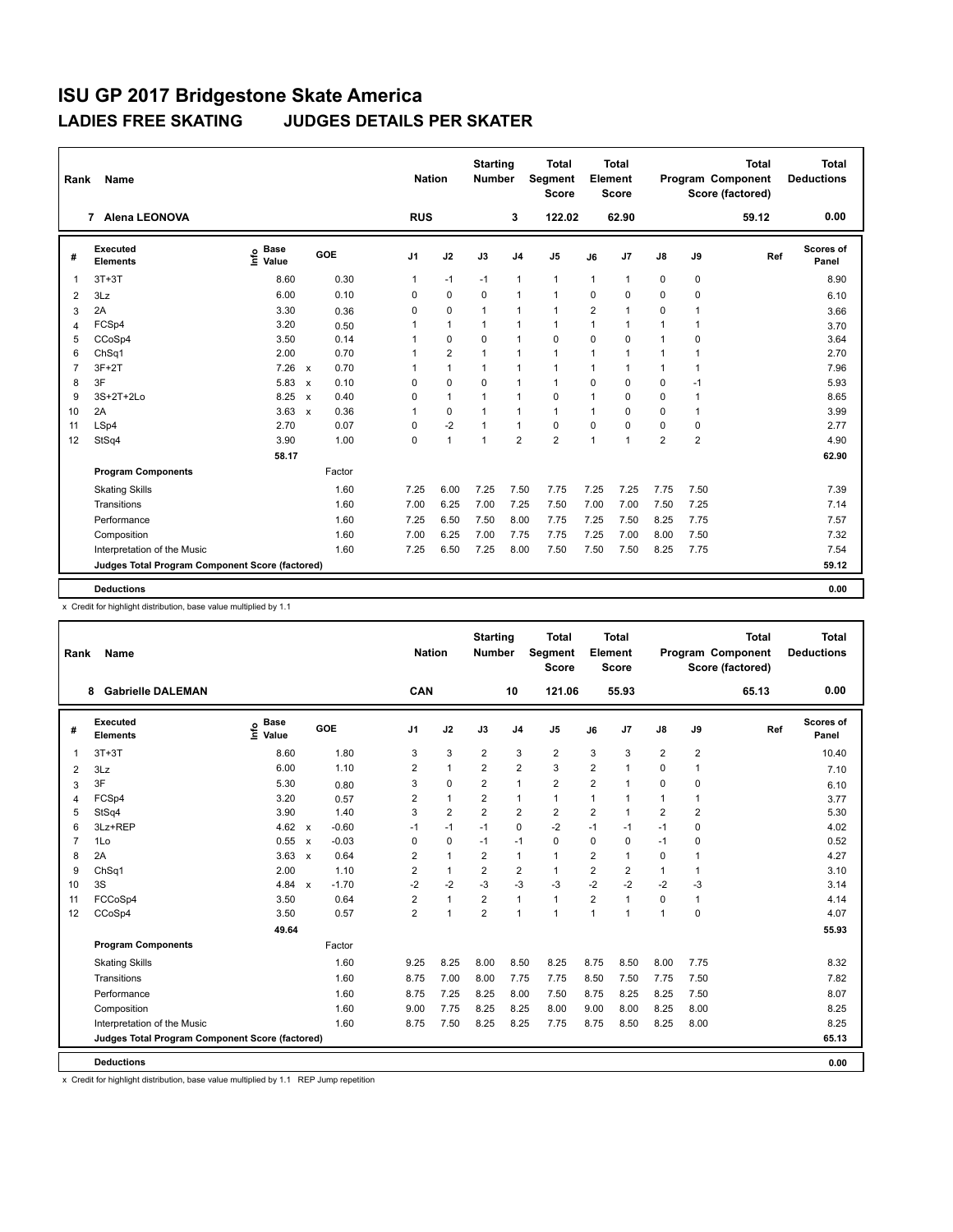# ISU GP 2017 Bridgestone Skate America

## LADIES FREE SKATING JUDGES DETAILS PER SKATER

| Rank | Name | Nation | Starting Number | Total Segment Score | Total Element Score | Total Program Component Score (factored) | Total Deductions |
|---|---|---|---|---|---|---|---|
| 7 | Alena LEONOVA | RUS | 3 | 122.02 | 62.90 | 59.12 | 0.00 |

| # | Executed Elements | Info | Base Value | | GOE | J1 | J2 | J3 | J4 | J5 | J6 | J7 | J8 | J9 | Ref | Scores of Panel |
|---|---|---|---|---|---|---|---|---|---|---|---|---|---|---|---|---|
| 1 | 3T+3T | | 8.60 | | 0.30 | 1 | -1 | -1 | 1 | 1 | 1 | 1 | 0 | 0 | | 8.90 |
| 2 | 3Lz | | 6.00 | | 0.10 | 0 | 0 | 0 | 1 | 1 | 0 | 0 | 0 | 0 | | 6.10 |
| 3 | 2A | | 3.30 | | 0.36 | 0 | 0 | 1 | 1 | 1 | 2 | 1 | 0 | 1 | | 3.66 |
| 4 | FCSp4 | | 3.20 | | 0.50 | 1 | 1 | 1 | 1 | 1 | 1 | 1 | 1 | 1 | | 3.70 |
| 5 | CCoSp4 | | 3.50 | | 0.14 | 1 | 0 | 0 | 1 | 0 | 0 | 0 | 1 | 0 | | 3.64 |
| 6 | ChSq1 | | 2.00 | | 0.70 | 1 | 2 | 1 | 1 | 1 | 1 | 1 | 1 | 1 | | 2.70 |
| 7 | 3F+2T | | 7.26 | x | 0.70 | 1 | 1 | 1 | 1 | 1 | 1 | 1 | 1 | 1 | | 7.96 |
| 8 | 3F | | 5.83 | x | 0.10 | 0 | 0 | 0 | 1 | 1 | 0 | 0 | 0 | -1 | | 5.93 |
| 9 | 3S+2T+2Lo | | 8.25 | x | 0.40 | 0 | 1 | 1 | 1 | 0 | 1 | 0 | 0 | 1 | | 8.65 |
| 10 | 2A | | 3.63 | x | 0.36 | 1 | 0 | 1 | 1 | 1 | 1 | 0 | 0 | 1 | | 3.99 |
| 11 | LSp4 | | 2.70 | | 0.07 | 0 | -2 | 1 | 1 | 0 | 0 | 0 | 0 | 0 | | 2.77 |
| 12 | StSq4 | | 3.90 | | 1.00 | 0 | 1 | 1 | 2 | 2 | 1 | 1 | 2 | 2 | | 4.90 |
| | | | 58.17 | | | | | | | | | | | | | 62.90 |
| | **Program Components** | | | | Factor | | | | | | | | | | | |
| | Skating Skills | | | | 1.60 | 7.25 | 6.00 | 7.25 | 7.50 | 7.75 | 7.25 | 7.25 | 7.75 | 7.50 | | 7.39 |
| | Transitions | | | | 1.60 | 7.00 | 6.25 | 7.00 | 7.25 | 7.50 | 7.00 | 7.00 | 7.50 | 7.25 | | 7.14 |
| | Performance | | | | 1.60 | 7.25 | 6.50 | 7.50 | 8.00 | 7.75 | 7.25 | 7.50 | 8.25 | 7.75 | | 7.57 |
| | Composition | | | | 1.60 | 7.00 | 6.25 | 7.00 | 7.75 | 7.75 | 7.25 | 7.00 | 8.00 | 7.50 | | 7.32 |
| | Interpretation of the Music | | | | 1.60 | 7.25 | 6.50 | 7.25 | 8.00 | 7.50 | 7.50 | 7.50 | 8.25 | 7.75 | | 7.54 |
| | **Judges Total Program Component Score (factored)** | | | | | | | | | | | | | | | 59.12 |
| | **Deductions** | | | | | | | | | | | | | | | 0.00 |

x Credit for highlight distribution, base value multiplied by 1.1

| Rank | Name | Nation | Starting Number | Total Segment Score | Total Element Score | Total Program Component Score (factored) | Total Deductions |
|---|---|---|---|---|---|---|---|
| 8 | Gabrielle DALEMAN | CAN | 10 | 121.06 | 55.93 | 65.13 | 0.00 |

| # | Executed Elements | Info | Base Value | | GOE | J1 | J2 | J3 | J4 | J5 | J6 | J7 | J8 | J9 | Ref | Scores of Panel |
|---|---|---|---|---|---|---|---|---|---|---|---|---|---|---|---|---|
| 1 | 3T+3T | | 8.60 | | 1.80 | 3 | 3 | 2 | 3 | 2 | 3 | 3 | 2 | 2 | | 10.40 |
| 2 | 3Lz | | 6.00 | | 1.10 | 2 | 1 | 2 | 2 | 3 | 2 | 1 | 0 | 1 | | 7.10 |
| 3 | 3F | | 5.30 | | 0.80 | 3 | 0 | 2 | 1 | 2 | 2 | 1 | 0 | 0 | | 6.10 |
| 4 | FCSp4 | | 3.20 | | 0.57 | 2 | 1 | 2 | 1 | 1 | 1 | 1 | 1 | 1 | | 3.77 |
| 5 | StSq4 | | 3.90 | | 1.40 | 3 | 2 | 2 | 2 | 2 | 2 | 1 | 2 | 2 | | 5.30 |
| 6 | 3Lz+REP | | 4.62 | x | -0.60 | -1 | -1 | -1 | 0 | -2 | -1 | -1 | -1 | 0 | | 4.02 |
| 7 | 1Lo | | 0.55 | x | -0.03 | 0 | 0 | -1 | -1 | 0 | 0 | 0 | -1 | 0 | | 0.52 |
| 8 | 2A | | 3.63 | x | 0.64 | 2 | 2 | 2 | 1 | 1 | 2 | 1 | 0 | 1 | | 4.27 |
| 9 | ChSq1 | | 2.00 | | 1.10 | 2 | 1 | 2 | 2 | 1 | 2 | 2 | 1 | 1 | | 3.10 |
| 10 | 3S | | 4.84 | x | -1.70 | -2 | -2 | -3 | -3 | -3 | -2 | -2 | -2 | -3 | | 3.14 |
| 11 | FCCoSp4 | | 3.50 | | 0.64 | 2 | 1 | 2 | 1 | 1 | 2 | 1 | 0 | 1 | | 4.14 |
| 12 | CCoSp4 | | 3.50 | | 0.57 | 2 | 1 | 2 | 1 | 1 | 1 | 1 | 1 | 0 | | 4.07 |
| | | | 49.64 | | | | | | | | | | | | | 55.93 |
| | **Program Components** | | | | Factor | | | | | | | | | | | |
| | Skating Skills | | | | 1.60 | 9.25 | 8.25 | 8.00 | 8.50 | 8.25 | 8.75 | 8.50 | 8.00 | 7.75 | | 8.32 |
| | Transitions | | | | 1.60 | 8.75 | 7.00 | 8.00 | 7.75 | 7.75 | 8.50 | 7.50 | 7.75 | 7.50 | | 7.82 |
| | Performance | | | | 1.60 | 8.75 | 7.25 | 8.25 | 8.00 | 7.50 | 8.75 | 8.25 | 8.25 | 7.50 | | 8.07 |
| | Composition | | | | 1.60 | 9.00 | 7.75 | 8.25 | 8.25 | 8.00 | 9.00 | 8.00 | 8.25 | 8.00 | | 8.25 |
| | Interpretation of the Music | | | | 1.60 | 8.75 | 7.50 | 8.25 | 8.25 | 7.75 | 8.75 | 8.50 | 8.25 | 8.00 | | 8.25 |
| | **Judges Total Program Component Score (factored)** | | | | | | | | | | | | | | | 65.13 |
| | **Deductions** | | | | | | | | | | | | | | | 0.00 |

x Credit for highlight distribution, base value multiplied by 1.1 REP Jump repetition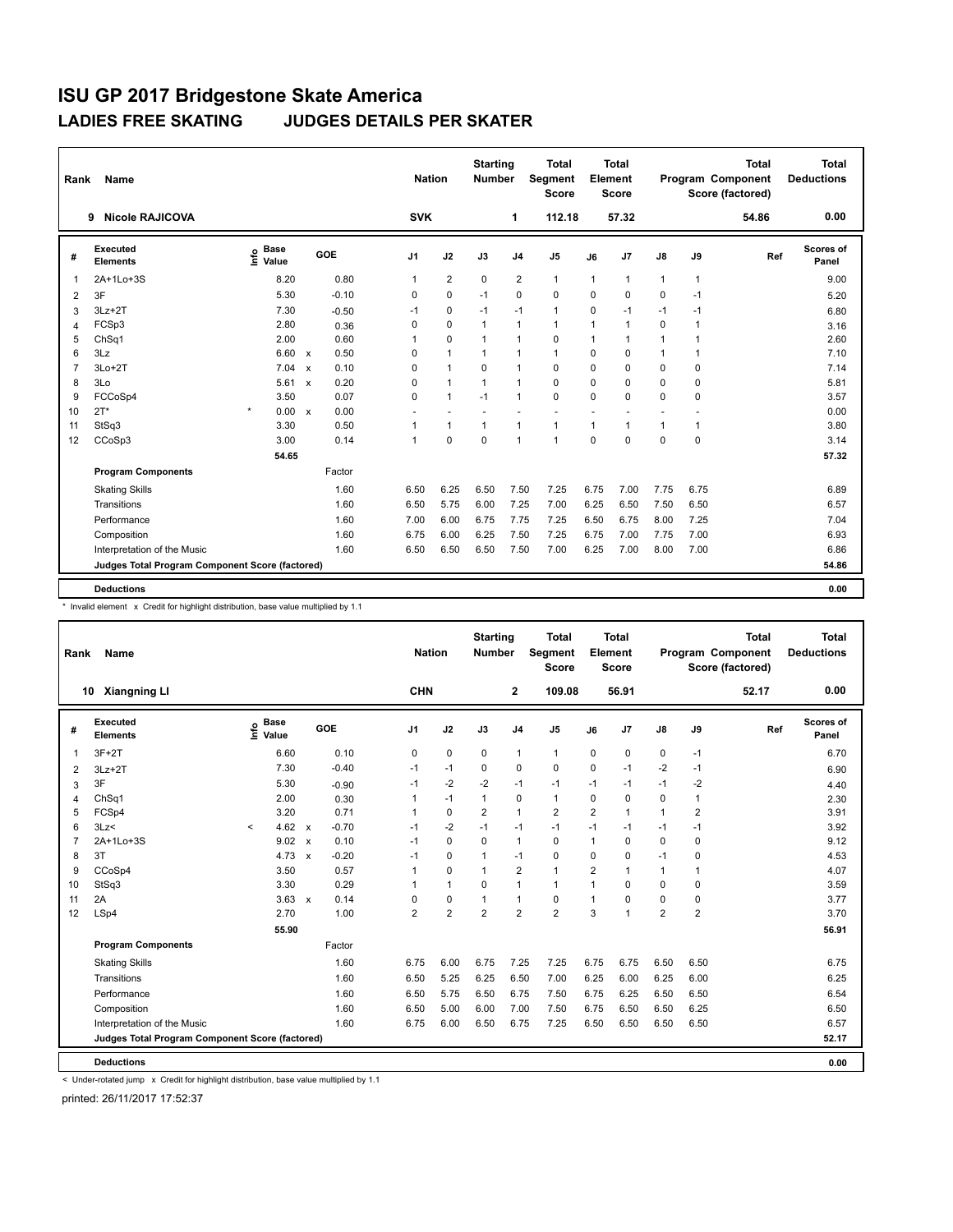# ISU GP 2017 Bridgestone Skate America

## LADIES FREE SKATING JUDGES DETAILS PER SKATER

| Rank | Name | Nation | Starting Number | Total Segment Score | Total Element Score | Total Program Component Score (factored) | Total Deductions |
|---|---|---|---|---|---|---|---|
| 9 | Nicole RAJICOVA | SVK | 1 | 112.18 | 57.32 | 54.86 | 0.00 |

| # | Executed Elements | Info | Base Value | | GOE | J1 | J2 | J3 | J4 | J5 | J6 | J7 | J8 | J9 | Ref | Scores of Panel |
|---|---|---|---|---|---|---|---|---|---|---|---|---|---|---|---|---|
| 1 | 2A+1Lo+3S | | 8.20 | | 0.80 | 1 | 2 | 0 | 2 | 1 | 1 | 1 | 1 | 1 | | 9.00 |
| 2 | 3F | | 5.30 | | -0.10 | 0 | 0 | -1 | 0 | 0 | 0 | 0 | 0 | -1 | | 5.20 |
| 3 | 3Lz+2T | | 7.30 | | -0.50 | -1 | 0 | -1 | -1 | 1 | 0 | -1 | -1 | -1 | | 6.80 |
| 4 | FCSp3 | | 2.80 | | 0.36 | 0 | 0 | 1 | 1 | 1 | 1 | 1 | 0 | 1 | | 3.16 |
| 5 | ChSq1 | | 2.00 | | 0.60 | 1 | 0 | 1 | 1 | 0 | 1 | 1 | 1 | 1 | | 2.60 |
| 6 | 3Lz | | 6.60 | x | 0.50 | 0 | 1 | 1 | 1 | 1 | 0 | 0 | 1 | 1 | | 7.10 |
| 7 | 3Lo+2T | | 7.04 | x | 0.10 | 0 | 1 | 0 | 1 | 0 | 0 | 0 | 0 | 0 | | 7.14 |
| 8 | 3Lo | | 5.61 | x | 0.20 | 0 | 1 | 1 | 1 | 0 | 0 | 0 | 0 | 0 | | 5.81 |
| 9 | FCCoSp4 | | 3.50 | | 0.07 | 0 | 1 | -1 | 1 | 0 | 0 | 0 | 0 | 0 | | 3.57 |
| 10 | 2T* | * | 0.00 | x | 0.00 | - | - | - | - | - | - | - | - | - | | 0.00 |
| 11 | StSq3 | | 3.30 | | 0.50 | 1 | 1 | 1 | 1 | 1 | 1 | 1 | 1 | 1 | | 3.80 |
| 12 | CCoSp3 | | 3.00 | | 0.14 | 1 | 0 | 0 | 1 | 1 | 0 | 0 | 0 | 0 | | 3.14 |
| | | | 54.65 | | | | | | | | | | | | | 57.32 |
| | **Program Components** | | | | Factor | | | | | | | | | | | |
| | Skating Skills | | | | 1.60 | 6.50 | 6.25 | 6.50 | 7.50 | 7.25 | 6.75 | 7.00 | 7.75 | 6.75 | | 6.89 |
| | Transitions | | | | 1.60 | 6.50 | 5.75 | 6.00 | 7.25 | 7.00 | 6.25 | 6.50 | 7.50 | 6.50 | | 6.57 |
| | Performance | | | | 1.60 | 7.00 | 6.00 | 6.75 | 7.75 | 7.25 | 6.50 | 6.75 | 8.00 | 7.25 | | 7.04 |
| | Composition | | | | 1.60 | 6.75 | 6.00 | 6.25 | 7.50 | 7.25 | 6.75 | 7.00 | 7.75 | 7.00 | | 6.93 |
| | Interpretation of the Music | | | | 1.60 | 6.50 | 6.50 | 6.50 | 7.50 | 7.00 | 6.25 | 7.00 | 8.00 | 7.00 | | 6.86 |
| | **Judges Total Program Component Score (factored)** | | | | | | | | | | | | | | | 54.86 |
| | **Deductions** | | | | | | | | | | | | | | | 0.00 |

\* Invalid element x Credit for highlight distribution, base value multiplied by 1.1

| Rank | Name | Nation | Starting Number | Total Segment Score | Total Element Score | Total Program Component Score (factored) | Total Deductions |
|---|---|---|---|---|---|---|---|
| 10 | Xiangning LI | CHN | 2 | 109.08 | 56.91 | 52.17 | 0.00 |

| # | Executed Elements | Info | Base Value | | GOE | J1 | J2 | J3 | J4 | J5 | J6 | J7 | J8 | J9 | Ref | Scores of Panel |
|---|---|---|---|---|---|---|---|---|---|---|---|---|---|---|---|---|
| 1 | 3F+2T | | 6.60 | | 0.10 | 0 | 0 | 0 | 1 | 1 | 0 | 0 | 0 | -1 | | 6.70 |
| 2 | 3Lz+2T | | 7.30 | | -0.40 | -1 | -1 | 0 | 0 | 0 | 0 | -1 | -2 | -1 | | 6.90 |
| 3 | 3F | | 5.30 | | -0.90 | -1 | -2 | -2 | -1 | -1 | -1 | -1 | -1 | -2 | | 4.40 |
| 4 | ChSq1 | | 2.00 | | 0.30 | 1 | -1 | 1 | 0 | 1 | 0 | 0 | 0 | 1 | | 2.30 |
| 5 | FCSp4 | | 3.20 | | 0.71 | 1 | 0 | 2 | 1 | 2 | 2 | 1 | 1 | 2 | | 3.91 |
| 6 | 3Lz< | < | 4.62 | x | -0.70 | -1 | -2 | -1 | -1 | -1 | -1 | -1 | -1 | -1 | | 3.92 |
| 7 | 2A+1Lo+3S | | 9.02 | x | 0.10 | -1 | 0 | 0 | 1 | 0 | 1 | 0 | 0 | 0 | | 9.12 |
| 8 | 3T | | 4.73 | x | -0.20 | -1 | 0 | 1 | -1 | 0 | 0 | 0 | -1 | 0 | | 4.53 |
| 9 | CCoSp4 | | 3.50 | | 0.57 | 1 | 0 | 1 | 2 | 1 | 2 | 1 | 1 | 1 | | 4.07 |
| 10 | StSq3 | | 3.30 | | 0.29 | 1 | 1 | 0 | 1 | 1 | 1 | 0 | 0 | 0 | | 3.59 |
| 11 | 2A | | 3.63 | x | 0.14 | 0 | 0 | 1 | 1 | 0 | 1 | 0 | 0 | 0 | | 3.77 |
| 12 | LSp4 | | 2.70 | | 1.00 | 2 | 2 | 2 | 2 | 2 | 3 | 1 | 2 | 2 | | 3.70 |
| | | | 55.90 | | | | | | | | | | | | | 56.91 |
| | **Program Components** | | | | Factor | | | | | | | | | | | |
| | Skating Skills | | | | 1.60 | 6.75 | 6.00 | 6.75 | 7.25 | 7.25 | 6.75 | 6.75 | 6.50 | 6.50 | | 6.75 |
| | Transitions | | | | 1.60 | 6.50 | 5.25 | 6.25 | 6.50 | 7.00 | 6.25 | 6.00 | 6.25 | 6.00 | | 6.25 |
| | Performance | | | | 1.60 | 6.50 | 5.75 | 6.50 | 6.75 | 7.50 | 6.75 | 6.25 | 6.50 | 6.50 | | 6.54 |
| | Composition | | | | 1.60 | 6.50 | 5.00 | 6.00 | 7.00 | 7.50 | 6.75 | 6.50 | 6.50 | 6.25 | | 6.50 |
| | Interpretation of the Music | | | | 1.60 | 6.75 | 6.00 | 6.50 | 6.75 | 7.25 | 6.50 | 6.50 | 6.50 | 6.50 | | 6.57 |
| | **Judges Total Program Component Score (factored)** | | | | | | | | | | | | | | | 52.17 |
| | **Deductions** | | | | | | | | | | | | | | | 0.00 |

< Under-rotated jump x Credit for highlight distribution, base value multiplied by 1.1

printed: 26/11/2017 17:52:37